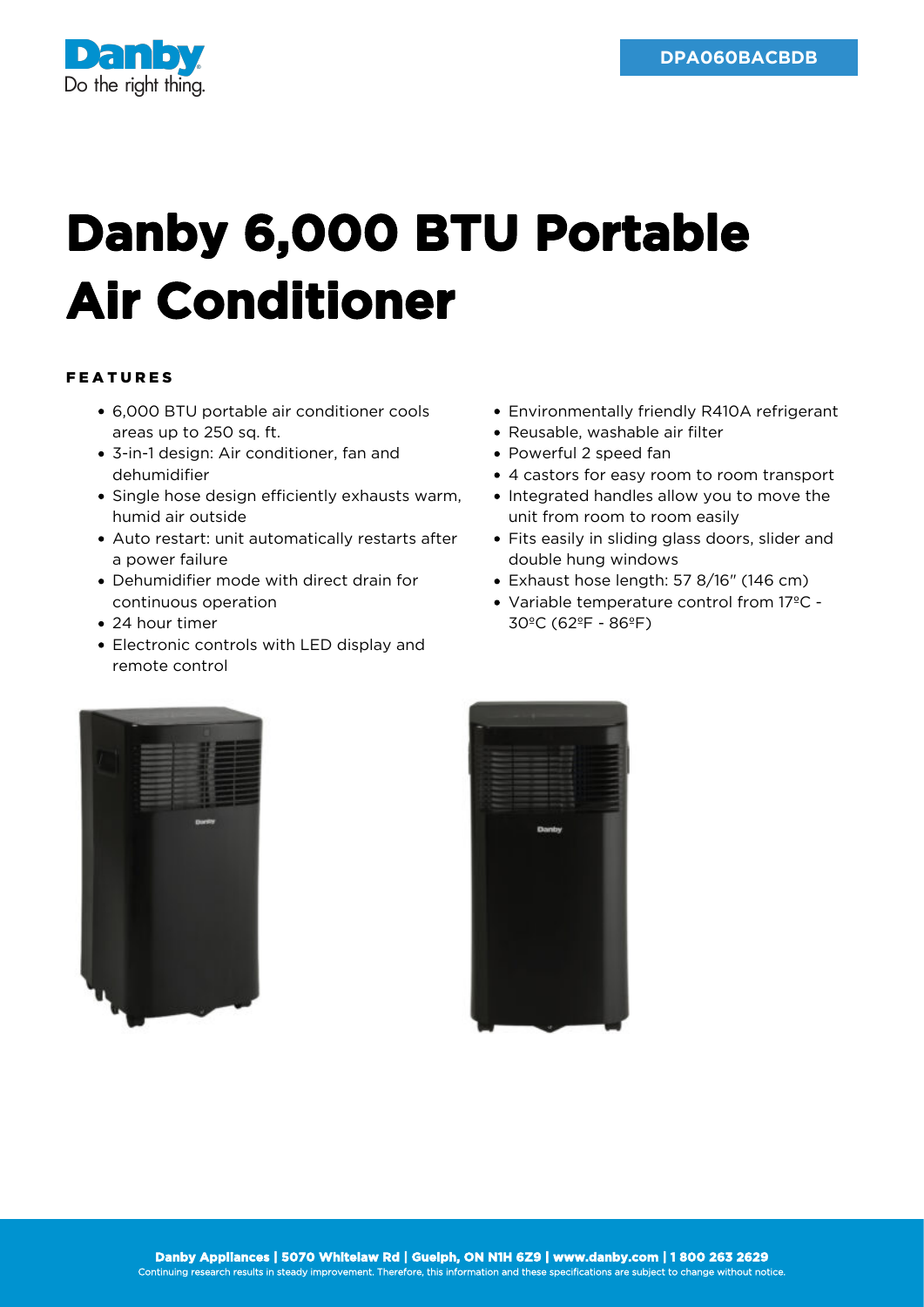DPA060BACBDB

# Danby 6,000 BTU Portable Air Conditioner

## FEATURES

- 6,000 BTU portable air conditioner cools areas up to 250 sq. ft.
- 3-in-1 design: Air conditioner, fan and dehumidifier
- Single hose design efficiently exhausts warm, humid air outside
- Auto restart: unit automatically restarts after a power failure
- Dehumidifier mode with direct drain for continuous operation
- 24 hour timer
- Electronic controls with LED display and remote control
- Environmentally friendly R410A refrigerant
- Reusable, washable air filter
- Powerful 2 speed fan
- 4 castors for easy room to room transport
- Integrated handles allow you to move the unit from room to room easily
- Fits easily in sliding glass doors, slider and double hung windows
- Exhaust hose length: 57 8/16" (146 cm)
- Variable temperature control from 17ºC - 30ºC (62ºF - 86ºF)

Danby Appliances | 5070 Whitelaw Rd | Guelph, ON N1H 6Z9 | www.danby.com | 1 800 263 2629
Continuing research results in steady improvement. Therefore, this information and these specifications are subject to change without notice.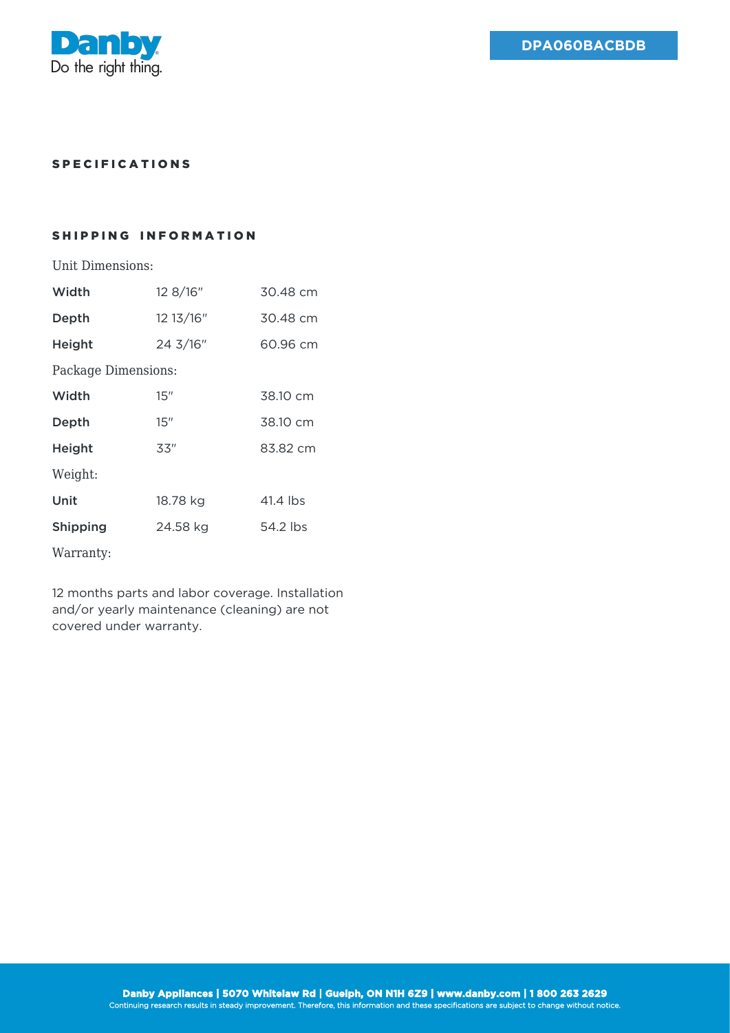DPA060BACBDB

## SPECIFICATIONS

### SHIPPING INFORMATION

Unit Dimensions:

| | | |
|---|---|---|
| **Width** | 12 8/16" | 30.48 cm |
| **Depth** | 12 13/16" | 30.48 cm |
| **Height** | 24 3/16" | 60.96 cm |

Package Dimensions:

| | | |
|---|---|---|
| **Width** | 15" | 38.10 cm |
| **Depth** | 15" | 38.10 cm |
| **Height** | 33" | 83.82 cm |

Weight:

| | | |
|---|---|---|
| **Unit** | 18.78 kg | 41.4 lbs |
| **Shipping** | 24.58 kg | 54.2 lbs |

Warranty:

12 months parts and labor coverage. Installation and/or yearly maintenance (cleaning) are not covered under warranty.

**Danby Appliances | 5070 Whitelaw Rd | Guelph, ON N1H 6Z9 | www.danby.com | 1 800 263 2629**
Continuing research results in steady improvement. Therefore, this information and these specifications are subject to change without notice.